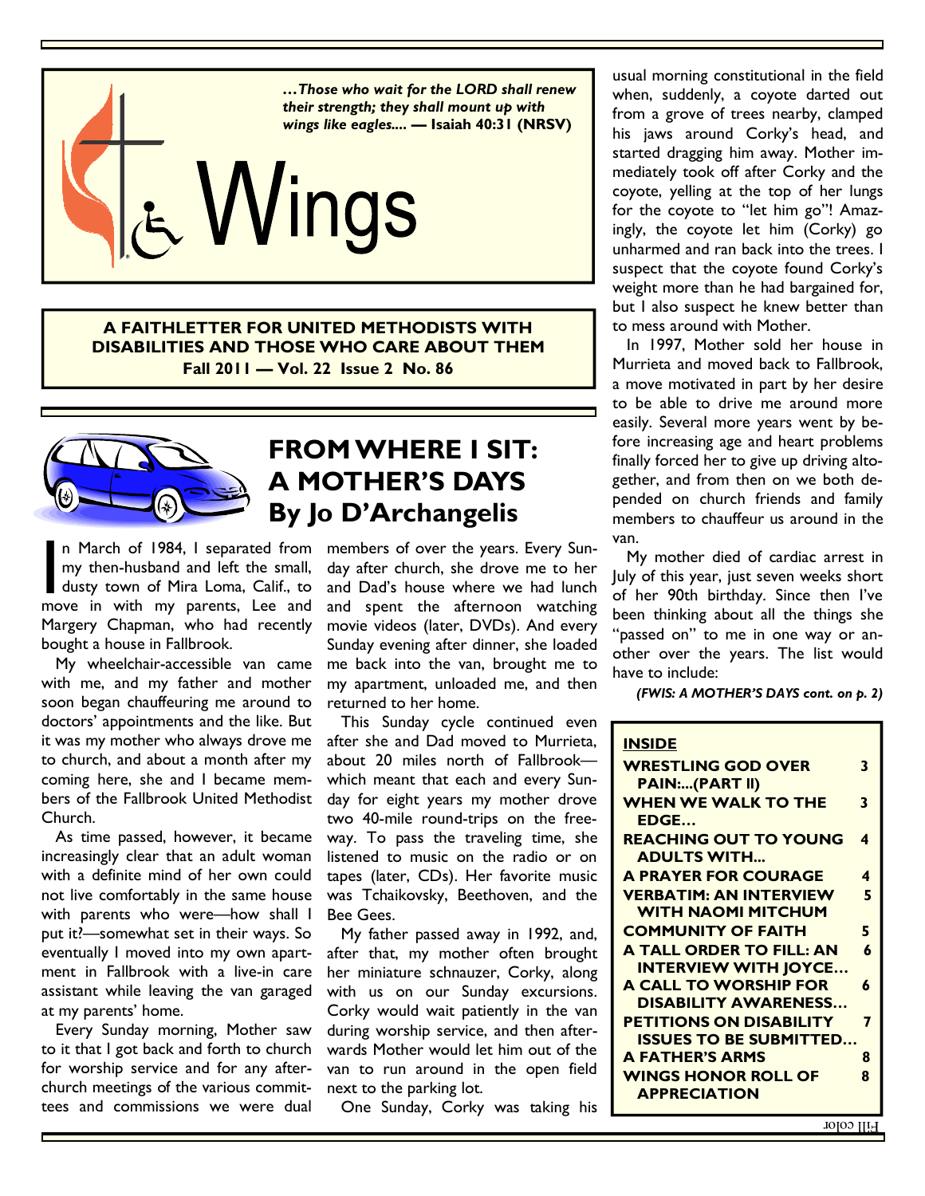*…Those who wait for the LORD shall renew their strength; they shall mount up with wings like eagles....* **— Isaiah 40:31 (NRSV)**

# Wings

**A FAITHLETTER FOR UNITED METHODISTS WITH DISABILITIES AND THOSE WHO CARE ABOUT THEM**
**Fall 2011 — Vol. 22 Issue 2 No. 86**

## FROM WHERE I SIT: A MOTHER'S DAYS
## By Jo D'Archangelis

In March of 1984, I separated from my then-husband and left the small, dusty town of Mira Loma, Calif., to move in with my parents, Lee and Margery Chapman, who had recently bought a house in Fallbrook.

My wheelchair-accessible van came with me, and my father and mother soon began chauffeuring me around to doctors' appointments and the like. But it was my mother who always drove me to church, and about a month after my coming here, she and I became members of the Fallbrook United Methodist Church.

As time passed, however, it became increasingly clear that an adult woman with a definite mind of her own could not live comfortably in the same house with parents who were—how shall I put it?—somewhat set in their ways. So eventually I moved into my own apartment in Fallbrook with a live-in care assistant while leaving the van garaged at my parents' home.

Every Sunday morning, Mother saw to it that I got back and forth to church for worship service and for any after-church meetings of the various committees and commissions we were dual members of over the years. Every Sunday after church, she drove me to her and Dad's house where we had lunch and spent the afternoon watching movie videos (later, DVDs). And every Sunday evening after dinner, she loaded me back into the van, brought me to my apartment, unloaded me, and then returned to her home.

This Sunday cycle continued even after she and Dad moved to Murrieta, about 20 miles north of Fallbrook—which meant that each and every Sunday for eight years my mother drove two 40-mile round-trips on the freeway. To pass the traveling time, she listened to music on the radio or on tapes (later, CDs). Her favorite music was Tchaikovsky, Beethoven, and the Bee Gees.

My father passed away in 1992, and, after that, my mother often brought her miniature schnauzer, Corky, along with us on our Sunday excursions. Corky would wait patiently in the van during worship service, and then afterwards Mother would let him out of the van to run around in the open field next to the parking lot.

One Sunday, Corky was taking his usual morning constitutional in the field when, suddenly, a coyote darted out from a grove of trees nearby, clamped his jaws around Corky's head, and started dragging him away. Mother immediately took off after Corky and the coyote, yelling at the top of her lungs for the coyote to "let him go"! Amazingly, the coyote let him (Corky) go unharmed and ran back into the trees. I suspect that the coyote found Corky's weight more than he had bargained for, but I also suspect he knew better than to mess around with Mother.

In 1997, Mother sold her house in Murrieta and moved back to Fallbrook, a move motivated in part by her desire to be able to drive me around more easily. Several more years went by before increasing age and heart problems finally forced her to give up driving altogether, and from then on we both depended on church friends and family members to chauffeur us around in the van.

My mother died of cardiac arrest in July of this year, just seven weeks short of her 90th birthday. Since then I've been thinking about all the things she "passed on" to me in one way or another over the years. The list would have to include:

***(FWIS: A MOTHER'S DAYS cont. on p. 2)***

**INSIDE**

| | |
|---|---|
| **WRESTLING GOD OVER PAIN:...(PART II)** | **3** |
| **WHEN WE WALK TO THE EDGE…** | **3** |
| **REACHING OUT TO YOUNG ADULTS WITH...** | **4** |
| **A PRAYER FOR COURAGE** | **4** |
| **VERBATIM: AN INTERVIEW WITH NAOMI MITCHUM** | **5** |
| **COMMUNITY OF FAITH** | **5** |
| **A TALL ORDER TO FILL: AN INTERVIEW WITH JOYCE…** | **6** |
| **A CALL TO WORSHIP FOR DISABILITY AWARENESS…** | **6** |
| **PETITIONS ON DISABILITY ISSUES TO BE SUBMITTED…** | **7** |
| **A FATHER'S ARMS** | **8** |
| **WINGS HONOR ROLL OF APPRECIATION** | **8** |

Full color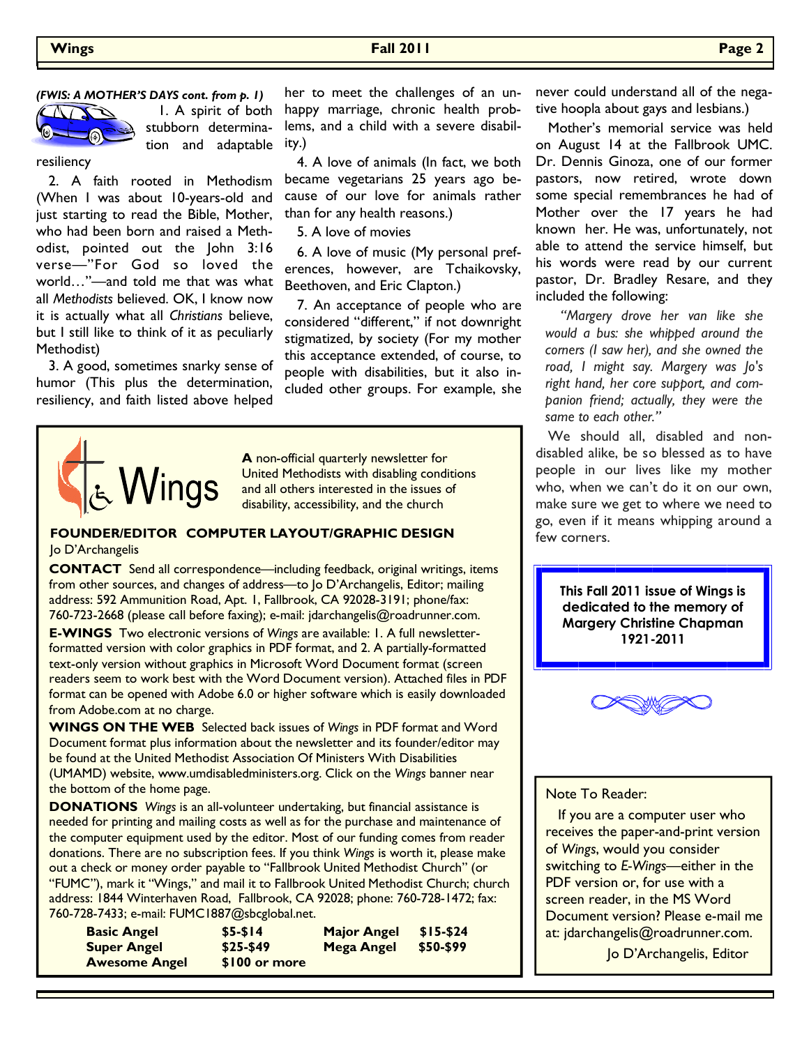*(FWIS: A MOTHER'S DAYS cont. from p. 1)*

1. A spirit of both stubborn determination and adaptable resiliency

2. A faith rooted in Methodism (When I was about 10-years-old and just starting to read the Bible, Mother, who had been born and raised a Methodist, pointed out the John 3:16 verse—"For God so loved the world…"—and told me that was what all *Methodists* believed. OK, I know now it is actually what all *Christians* believe, but I still like to think of it as peculiarly Methodist)

3. A good, sometimes snarky sense of humor (This plus the determination, resiliency, and faith listed above helped her to meet the challenges of an unhappy marriage, chronic health problems, and a child with a severe disability.)

4. A love of animals (In fact, we both became vegetarians 25 years ago because of our love for animals rather than for any health reasons.)

5. A love of movies

6. A love of music (My personal preferences, however, are Tchaikovsky, Beethoven, and Eric Clapton.)

7. An acceptance of people who are considered "different," if not downright stigmatized, by society (For my mother this acceptance extended, of course, to people with disabilities, but it also included other groups. For example, she never could understand all of the negative hoopla about gays and lesbians.)

Mother's memorial service was held on August 14 at the Fallbrook UMC. Dr. Dennis Ginoza, one of our former pastors, now retired, wrote down some special remembrances he had of Mother over the 17 years he had known her. He was, unfortunately, not able to attend the service himself, but his words were read by our current pastor, Dr. Bradley Resare, and they included the following:

*"Margery drove her van like she would a bus: she whipped around the corners (I saw her), and she owned the road, I might say. Margery was Jo's right hand, her core support, and companion friend; actually, they were the same to each other."*

We should all, disabled and non-disabled alike, be so blessed as to have people in our lives like my mother who, when we can't do it on our own, make sure we get to where we need to go, even if it means whipping around a few corners.

**This Fall 2011 issue of Wings is dedicated to the memory of Margery Christine Chapman 1921-2011**

---

# Wings

**A** non-official quarterly newsletter for United Methodists with disabling conditions and all others interested in the issues of disability, accessibility, and the church

**FOUNDER/EDITOR COMPUTER LAYOUT/GRAPHIC DESIGN**
Jo D'Archangelis

**CONTACT** Send all correspondence—including feedback, original writings, items from other sources, and changes of address—to Jo D'Archangelis, Editor; mailing address: 592 Ammunition Road, Apt. 1, Fallbrook, CA 92028-3191; phone/fax: 760-723-2668 (please call before faxing); e-mail: jdarchangelis@roadrunner.com.

**E-WINGS** Two electronic versions of *Wings* are available: 1. A full newsletter-formatted version with color graphics in PDF format, and 2. A partially-formatted text-only version without graphics in Microsoft Word Document format (screen readers seem to work best with the Word Document version). Attached files in PDF format can be opened with Adobe 6.0 or higher software which is easily downloaded from Adobe.com at no charge.

**WINGS ON THE WEB** Selected back issues of *Wings* in PDF format and Word Document format plus information about the newsletter and its founder/editor may be found at the United Methodist Association Of Ministers With Disabilities (UMAMD) website, www.umdisabledministers.org. Click on the *Wings* banner near the bottom of the home page.

**DONATIONS** *Wings* is an all-volunteer undertaking, but financial assistance is needed for printing and mailing costs as well as for the purchase and maintenance of the computer equipment used by the editor. Most of our funding comes from reader donations. There are no subscription fees. If you think *Wings* is worth it, please make out a check or money order payable to "Fallbrook United Methodist Church" (or "FUMC"), mark it "Wings," and mail it to Fallbrook United Methodist Church; church address: 1844 Winterhaven Road, Fallbrook, CA 92028; phone: 760-728-1472; fax: 760-728-7433; e-mail: FUMC1887@sbcglobal.net.

| | | | |
|---|---|---|---|
| **Basic Angel** | **$5-$14** | **Major Angel** | **$15-$24** |
| **Super Angel** | **$25-$49** | **Mega Angel** | **$50-$99** |
| **Awesome Angel** | **$100 or more** | | |

---

Note To Reader:

If you are a computer user who receives the paper-and-print version of *Wings*, would you consider switching to *E-Wings*—either in the PDF version or, for use with a screen reader, in the MS Word Document version? Please e-mail me at: jdarchangelis@roadrunner.com.

Jo D'Archangelis, Editor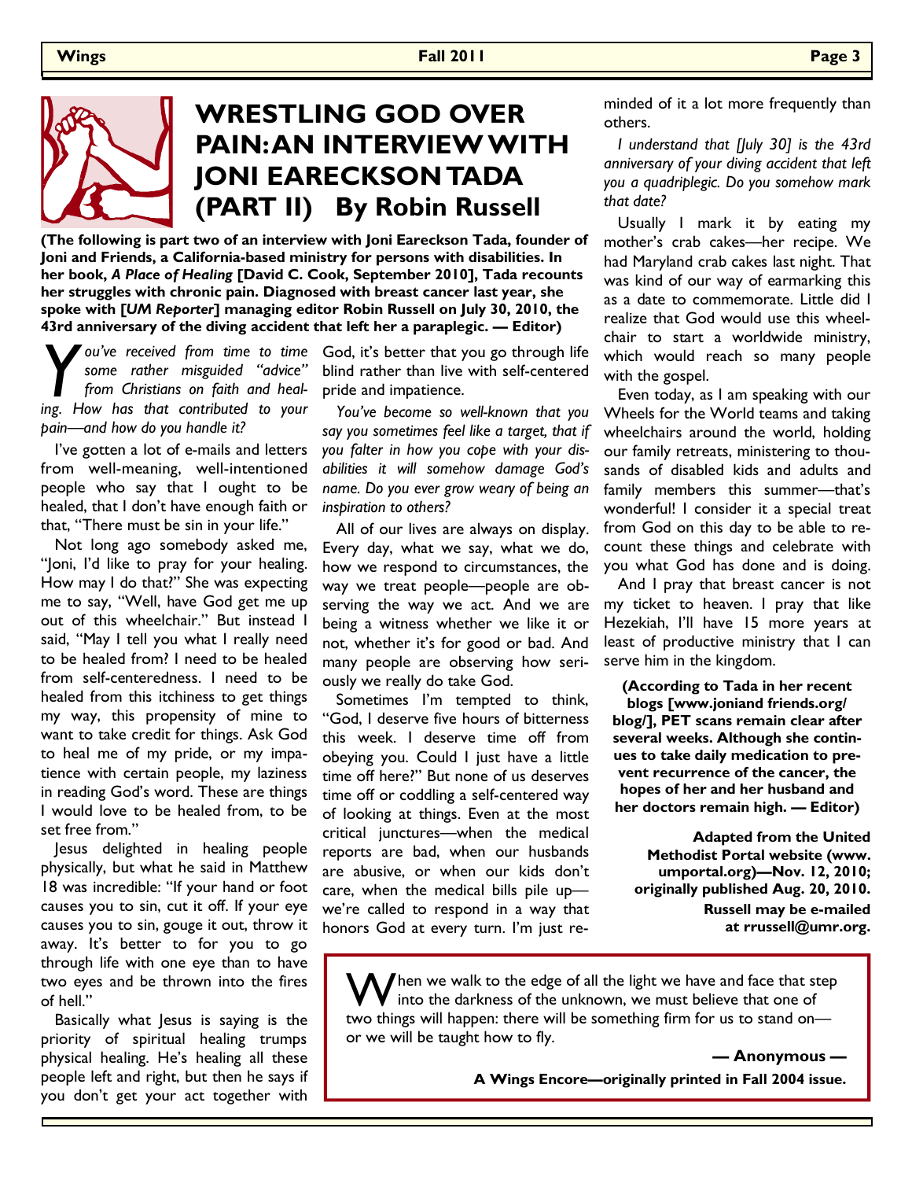# WRESTLING GOD OVER PAIN: AN INTERVIEW WITH JONI EARECKSON TADA (PART II) By Robin Russell

**(The following is part two of an interview with Joni Eareckson Tada, founder of Joni and Friends, a California-based ministry for persons with disabilities. In her book, *A Place of Healing* [David C. Cook, September 2010], Tada recounts her struggles with chronic pain. Diagnosed with breast cancer last year, she spoke with [*UM Reporter*] managing editor Robin Russell on July 30, 2010, the 43rd anniversary of the diving accident that left her a paraplegic. — Editor)**

*You've received from time to time some rather misguided "advice" from Christians on faith and healing. How has that contributed to your pain—and how do you handle it?*

I've gotten a lot of e-mails and letters from well-meaning, well-intentioned people who say that I ought to be healed, that I don't have enough faith or that, "There must be sin in your life."

Not long ago somebody asked me, "Joni, I'd like to pray for your healing. How may I do that?" She was expecting me to say, "Well, have God get me up out of this wheelchair." But instead I said, "May I tell you what I really need to be healed from? I need to be healed from self-centeredness. I need to be healed from this itchiness to get things my way, this propensity of mine to want to take credit for things. Ask God to heal me of my pride, or my impatience with certain people, my laziness in reading God's word. These are things I would love to be healed from, to be set free from."

Jesus delighted in healing people physically, but what he said in Matthew 18 was incredible: "If your hand or foot causes you to sin, cut it off. If your eye causes you to sin, gouge it out, throw it away. It's better to for you to go through life with one eye than to have two eyes and be thrown into the fires of hell."

Basically what Jesus is saying is the priority of spiritual healing trumps physical healing. He's healing all these people left and right, but then he says if you don't get your act together with God, it's better that you go through life blind rather than live with self-centered pride and impatience.

*You've become so well-known that you say you sometimes feel like a target, that if you falter in how you cope with your disabilities it will somehow damage God's name. Do you ever grow weary of being an inspiration to others?*

All of our lives are always on display. Every day, what we say, what we do, how we respond to circumstances, the way we treat people—people are observing the way we act. And we are being a witness whether we like it or not, whether it's for good or bad. And many people are observing how seriously we really do take God.

Sometimes I'm tempted to think, "God, I deserve five hours of bitterness this week. I deserve time off from obeying you. Could I just have a little time off here?" But none of us deserves time off or coddling a self-centered way of looking at things. Even at the most critical junctures—when the medical reports are bad, when our husbands are abusive, or when our kids don't care, when the medical bills pile up—we're called to respond in a way that honors God at every turn. I'm just reminded of it a lot more frequently than others.

*I understand that [July 30] is the 43rd anniversary of your diving accident that left you a quadriplegic. Do you somehow mark that date?*

Usually I mark it by eating my mother's crab cakes—her recipe. We had Maryland crab cakes last night. That was kind of our way of earmarking this as a date to commemorate. Little did I realize that God would use this wheelchair to start a worldwide ministry, which would reach so many people with the gospel.

Even today, as I am speaking with our Wheels for the World teams and taking wheelchairs around the world, holding our family retreats, ministering to thousands of disabled kids and adults and family members this summer—that's wonderful! I consider it a special treat from God on this day to be able to recount these things and celebrate with you what God has done and is doing.

And I pray that breast cancer is not my ticket to heaven. I pray that like Hezekiah, I'll have 15 more years at least of productive ministry that I can serve him in the kingdom.

**(According to Tada in her recent blogs [www.joniand friends.org/blog/], PET scans remain clear after several weeks. Although she continues to take daily medication to prevent recurrence of the cancer, the hopes of her and her husband and her doctors remain high. — Editor)**

**Adapted from the United Methodist Portal website (www.umportal.org)—Nov. 12, 2010; originally published Aug. 20, 2010.**

**Russell may be e-mailed at rrussell@umr.org.**

---

When we walk to the edge of all the light we have and face that step into the darkness of the unknown, we must believe that one of two things will happen: there will be something firm for us to stand on—or we will be taught how to fly.

**— Anonymous —**

**A Wings Encore—originally printed in Fall 2004 issue.**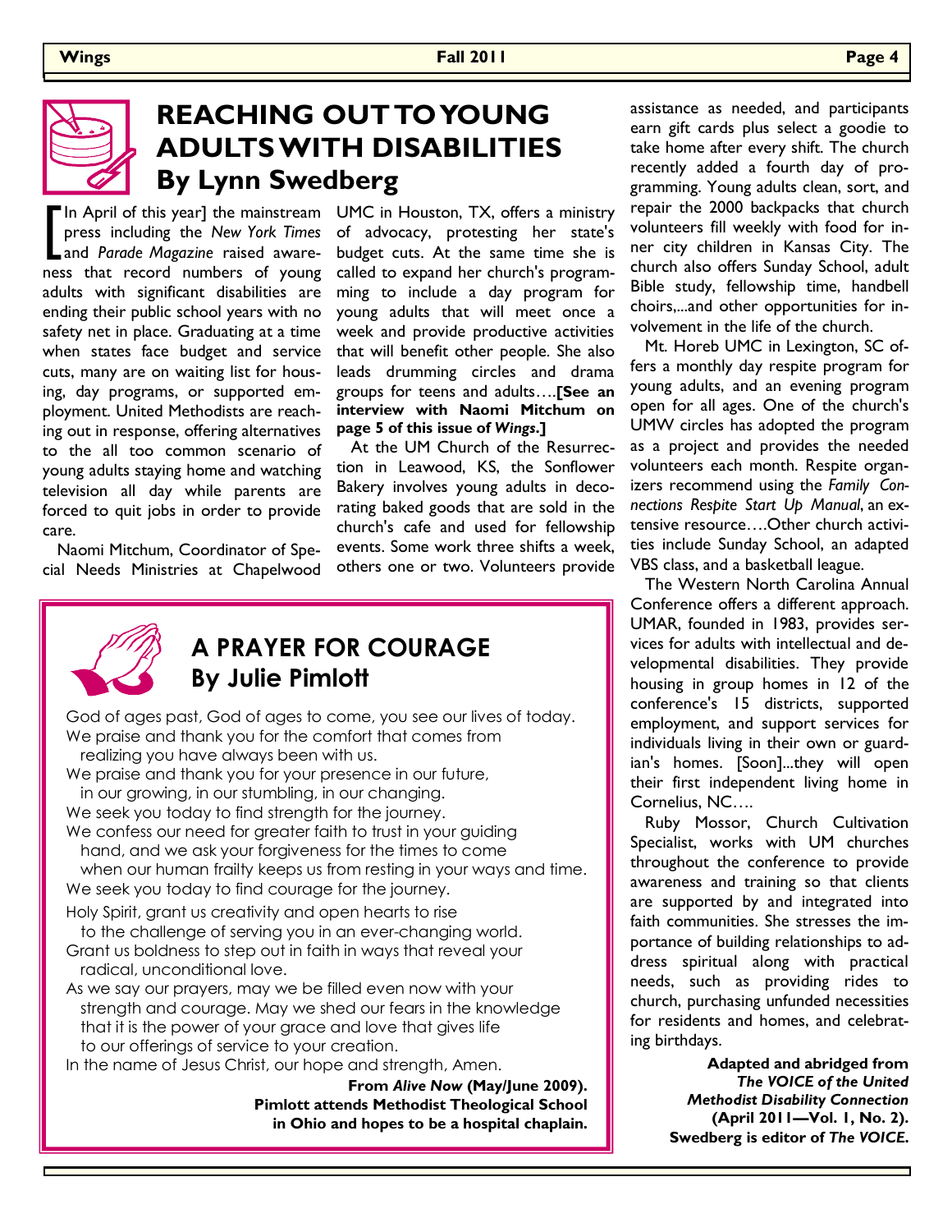# REACHING OUT TO YOUNG ADULTS WITH DISABILITIES

## By Lynn Swedberg

[In April of this year] the mainstream press including the *New York Times* and *Parade Magazine* raised awareness that record numbers of young adults with significant disabilities are ending their public school years with no safety net in place. Graduating at a time when states face budget and service cuts, many are on waiting list for housing, day programs, or supported employment. United Methodists are reaching out in response, offering alternatives to the all too common scenario of young adults staying home and watching television all day while parents are forced to quit jobs in order to provide care.

Naomi Mitchum, Coordinator of Special Needs Ministries at Chapelwood UMC in Houston, TX, offers a ministry of advocacy, protesting her state's budget cuts. At the same time she is called to expand her church's programming to include a day program for young adults that will meet once a week and provide productive activities that will benefit other people. She also leads drumming circles and drama groups for teens and adults….**[See an interview with Naomi Mitchum on page 5 of this issue of *Wings*.]**

At the UM Church of the Resurrection in Leawood, KS, the Sonflower Bakery involves young adults in decorating baked goods that are sold in the church's cafe and used for fellowship events. Some work three shifts a week, others one or two. Volunteers provide assistance as needed, and participants earn gift cards plus select a goodie to take home after every shift. The church recently added a fourth day of programming. Young adults clean, sort, and repair the 2000 backpacks that church volunteers fill weekly with food for inner city children in Kansas City. The church also offers Sunday School, adult Bible study, fellowship time, handbell choirs,...and other opportunities for involvement in the life of the church.

Mt. Horeb UMC in Lexington, SC offers a monthly day respite program for young adults, and an evening program open for all ages. One of the church's UMW circles has adopted the program as a project and provides the needed volunteers each month. Respite organizers recommend using the *Family Connections Respite Start Up Manual*, an extensive resource….Other church activities include Sunday School, an adapted VBS class, and a basketball league.

The Western North Carolina Annual Conference offers a different approach. UMAR, founded in 1983, provides services for adults with intellectual and developmental disabilities. They provide housing in group homes in 12 of the conference's 15 districts, supported employment, and support services for individuals living in their own or guardian's homes. [Soon]...they will open their first independent living home in Cornelius, NC….

Ruby Mossor, Church Cultivation Specialist, works with UM churches throughout the conference to provide awareness and training so that clients are supported by and integrated into faith communities. She stresses the importance of building relationships to address spiritual along with practical needs, such as providing rides to church, purchasing unfunded necessities for residents and homes, and celebrating birthdays.

**Adapted and abridged from *The VOICE of the United Methodist Disability Connection* (April 2011—Vol. 1, No. 2). Swedberg is editor of *The VOICE*.**

# A PRAYER FOR COURAGE

## By Julie Pimlott

God of ages past, God of ages to come, you see our lives of today.
We praise and thank you for the comfort that comes from realizing you have always been with us.
We praise and thank you for your presence in our future, in our growing, in our stumbling, in our changing.
We seek you today to find strength for the journey.
We confess our need for greater faith to trust in your guiding hand, and we ask your forgiveness for the times to come when our human frailty keeps us from resting in your ways and time.
We seek you today to find courage for the journey.
Holy Spirit, grant us creativity and open hearts to rise to the challenge of serving you in an ever-changing world.
Grant us boldness to step out in faith in ways that reveal your radical, unconditional love.
As we say our prayers, may we be filled even now with your strength and courage. May we shed our fears in the knowledge that it is the power of your grace and love that gives life to our offerings of service to your creation.
In the name of Jesus Christ, our hope and strength, Amen.

**From *Alive Now* (May/June 2009). Pimlott attends Methodist Theological School in Ohio and hopes to be a hospital chaplain.**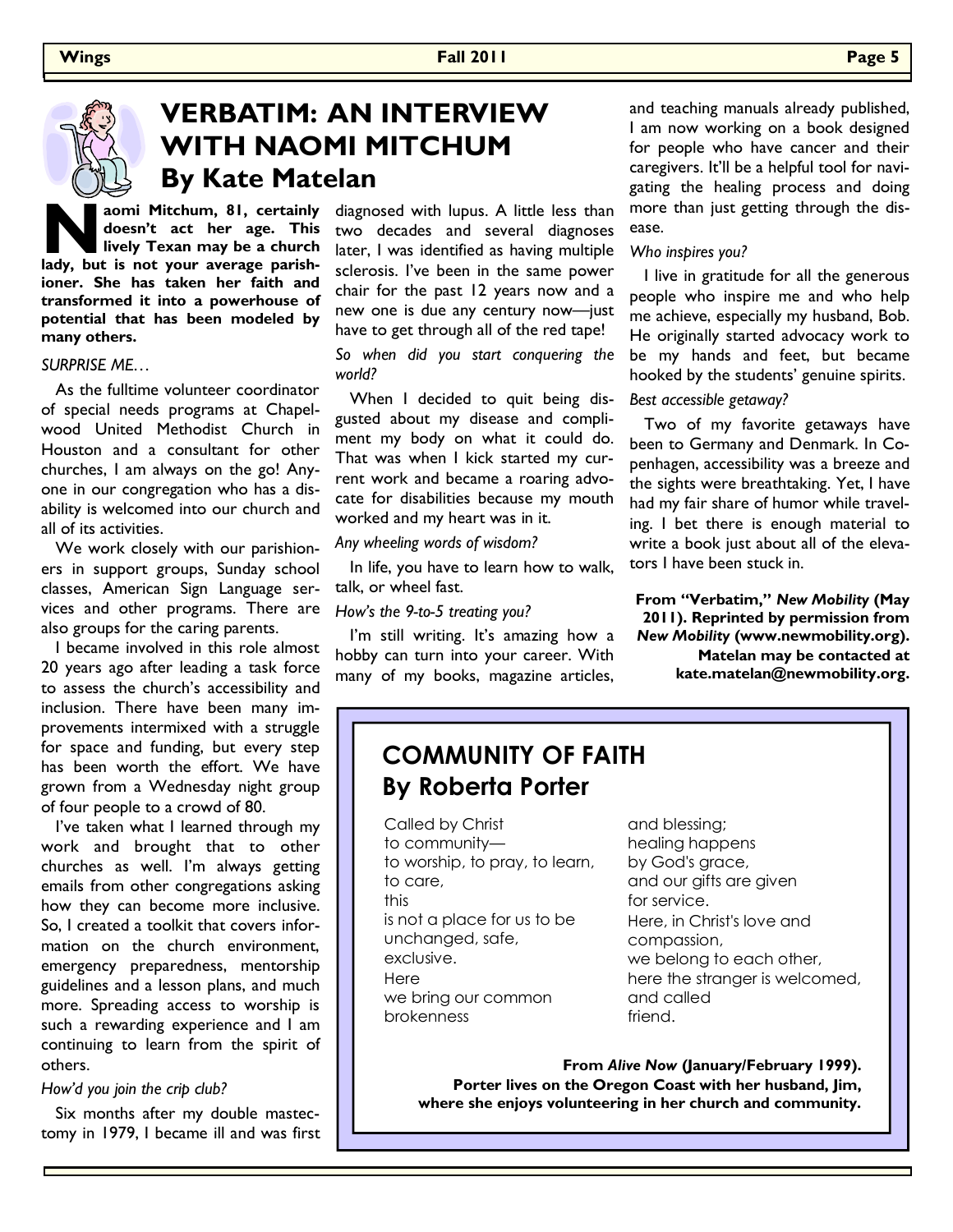# VERBATIM: AN INTERVIEW WITH NAOMI MITCHUM

## By Kate Matelan

**Naomi Mitchum, 81, certainly doesn't act her age. This lively Texan may be a church lady, but is not your average parishioner. She has taken her faith and transformed it into a powerhouse of potential that has been modeled by many others.**

*SURPRISE ME…*

As the fulltime volunteer coordinator of special needs programs at Chapelwood United Methodist Church in Houston and a consultant for other churches, I am always on the go! Anyone in our congregation who has a disability is welcomed into our church and all of its activities.

We work closely with our parishioners in support groups, Sunday school classes, American Sign Language services and other programs. There are also groups for the caring parents.

I became involved in this role almost 20 years ago after leading a task force to assess the church's accessibility and inclusion. There have been many improvements intermixed with a struggle for space and funding, but every step has been worth the effort. We have grown from a Wednesday night group of four people to a crowd of 80.

I've taken what I learned through my work and brought that to other churches as well. I'm always getting emails from other congregations asking how they can become more inclusive. So, I created a toolkit that covers information on the church environment, emergency preparedness, mentorship guidelines and a lesson plans, and much more. Spreading access to worship is such a rewarding experience and I am continuing to learn from the spirit of others.

*How'd you join the crip club?*

Six months after my double mastectomy in 1979, I became ill and was first diagnosed with lupus. A little less than two decades and several diagnoses later, I was identified as having multiple sclerosis. I've been in the same power chair for the past 12 years now and a new one is due any century now—just have to get through all of the red tape!

*So when did you start conquering the world?*

When I decided to quit being disgusted about my disease and compliment my body on what it could do. That was when I kick started my current work and became a roaring advocate for disabilities because my mouth worked and my heart was in it.

*Any wheeling words of wisdom?*

In life, you have to learn how to walk, talk, or wheel fast.

*How's the 9-to-5 treating you?*

I'm still writing. It's amazing how a hobby can turn into your career. With many of my books, magazine articles, and teaching manuals already published, I am now working on a book designed for people who have cancer and their caregivers. It'll be a helpful tool for navigating the healing process and doing more than just getting through the disease.

*Who inspires you?*

I live in gratitude for all the generous people who inspire me and who help me achieve, especially my husband, Bob. He originally started advocacy work to be my hands and feet, but became hooked by the students' genuine spirits.

*Best accessible getaway?*

Two of my favorite getaways have been to Germany and Denmark. In Copenhagen, accessibility was a breeze and the sights were breathtaking. Yet, I have had my fair share of humor while traveling. I bet there is enough material to write a book just about all of the elevators I have been stuck in.

**From "Verbatim," *New Mobility* (May 2011). Reprinted by permission from *New Mobility* (www.newmobility.org). Matelan may be contacted at kate.matelan@newmobility.org.**

# COMMUNITY OF FAITH

## By Roberta Porter

Called by Christ  
to community—  
to worship, to pray, to learn,  
to care,  
this  
is not a place for us to be  
unchanged, safe,  
exclusive.  
Here  
we bring our common  
brokenness  
and blessing;  
healing happens  
by God's grace,  
and our gifts are given  
for service.  
Here, in Christ's love and  
compassion,  
we belong to each other,  
here the stranger is welcomed,  
and called  
friend.

**From *Alive Now* (January/February 1999). Porter lives on the Oregon Coast with her husband, Jim, where she enjoys volunteering in her church and community.**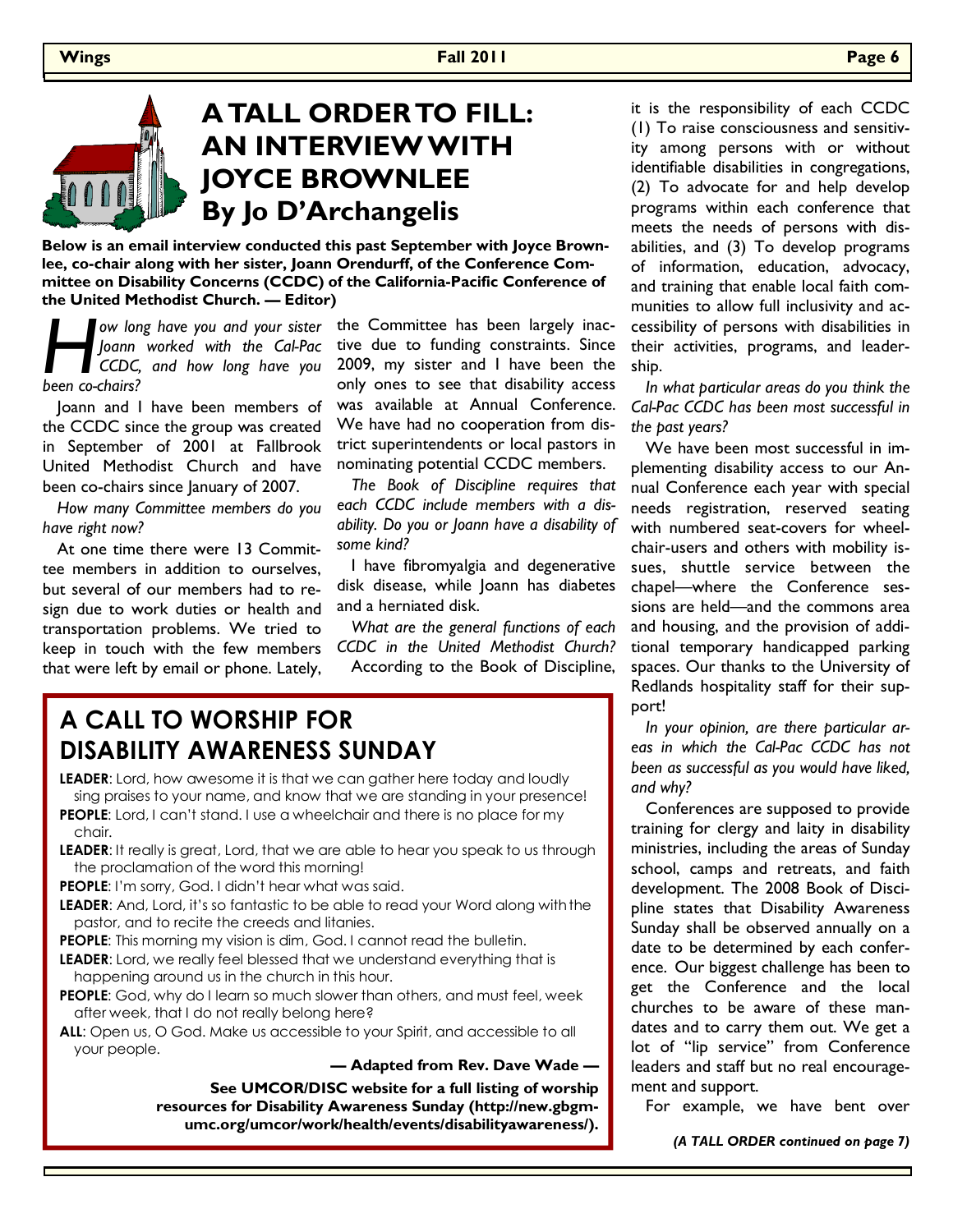# A TALL ORDER TO FILL: AN INTERVIEW WITH JOYCE BROWNLEE By Jo D'Archangelis

**Below is an email interview conducted this past September with Joyce Brownlee, co-chair along with her sister, Joann Orendurff, of the Conference Committee on Disability Concerns (CCDC) of the California-Pacific Conference of the United Methodist Church. — Editor)**

*How long have you and your sister Joann worked with the Cal-Pac CCDC, and how long have you been co-chairs?*

Joann and I have been members of the CCDC since the group was created in September of 2001 at Fallbrook United Methodist Church and have been co-chairs since January of 2007.

*How many Committee members do you have right now?*

At one time there were 13 Committee members in addition to ourselves, but several of our members had to resign due to work duties or health and transportation problems. We tried to keep in touch with the few members that were left by email or phone. Lately, the Committee has been largely inactive due to funding constraints. Since 2009, my sister and I have been the only ones to see that disability access was available at Annual Conference. We have had no cooperation from district superintendents or local pastors in nominating potential CCDC members.

*The Book of Discipline requires that each CCDC include members with a disability. Do you or Joann have a disability of some kind?*

I have fibromyalgia and degenerative disk disease, while Joann has diabetes and a herniated disk.

*What are the general functions of each CCDC in the United Methodist Church?*

According to the Book of Discipline, it is the responsibility of each CCDC (1) To raise consciousness and sensitivity among persons with or without identifiable disabilities in congregations, (2) To advocate for and help develop programs within each conference that meets the needs of persons with disabilities, and (3) To develop programs of information, education, advocacy, and training that enable local faith communities to allow full inclusivity and accessibility of persons with disabilities in their activities, programs, and leadership.

*In what particular areas do you think the Cal-Pac CCDC has been most successful in the past years?*

We have been most successful in implementing disability access to our Annual Conference each year with special needs registration, reserved seating with numbered seat-covers for wheelchair-users and others with mobility issues, shuttle service between the chapel—where the Conference sessions are held—and the commons area and housing, and the provision of additional temporary handicapped parking spaces. Our thanks to the University of Redlands hospitality staff for their support!

*In your opinion, are there particular areas in which the Cal-Pac CCDC has not been as successful as you would have liked, and why?*

Conferences are supposed to provide training for clergy and laity in disability ministries, including the areas of Sunday school, camps and retreats, and faith development. The 2008 Book of Discipline states that Disability Awareness Sunday shall be observed annually on a date to be determined by each conference. Our biggest challenge has been to get the Conference and the local churches to be aware of these mandates and to carry them out. We get a lot of "lip service" from Conference leaders and staff but no real encouragement and support.

For example, we have bent over

*(A TALL ORDER continued on page 7)*

## A CALL TO WORSHIP FOR DISABILITY AWARENESS SUNDAY

**LEADER**: Lord, how awesome it is that we can gather here today and loudly sing praises to your name, and know that we are standing in your presence!

**PEOPLE**: Lord, I can't stand. I use a wheelchair and there is no place for my chair.

**LEADER**: It really is great, Lord, that we are able to hear you speak to us through the proclamation of the word this morning!

**PEOPLE**: I'm sorry, God. I didn't hear what was said.

**LEADER**: And, Lord, it's so fantastic to be able to read your Word along with the pastor, and to recite the creeds and litanies.

**PEOPLE**: This morning my vision is dim, God. I cannot read the bulletin.

**LEADER**: Lord, we really feel blessed that we understand everything that is happening around us in the church in this hour.

**PEOPLE**: God, why do I learn so much slower than others, and must feel, week after week, that I do not really belong here?

**ALL**: Open us, O God. Make us accessible to your Spirit, and accessible to all your people.

**— Adapted from Rev. Dave Wade —**

**See UMCOR/DISC website for a full listing of worship resources for Disability Awareness Sunday (http://new.gbgm-umc.org/umcor/work/health/events/disabilityawareness/).**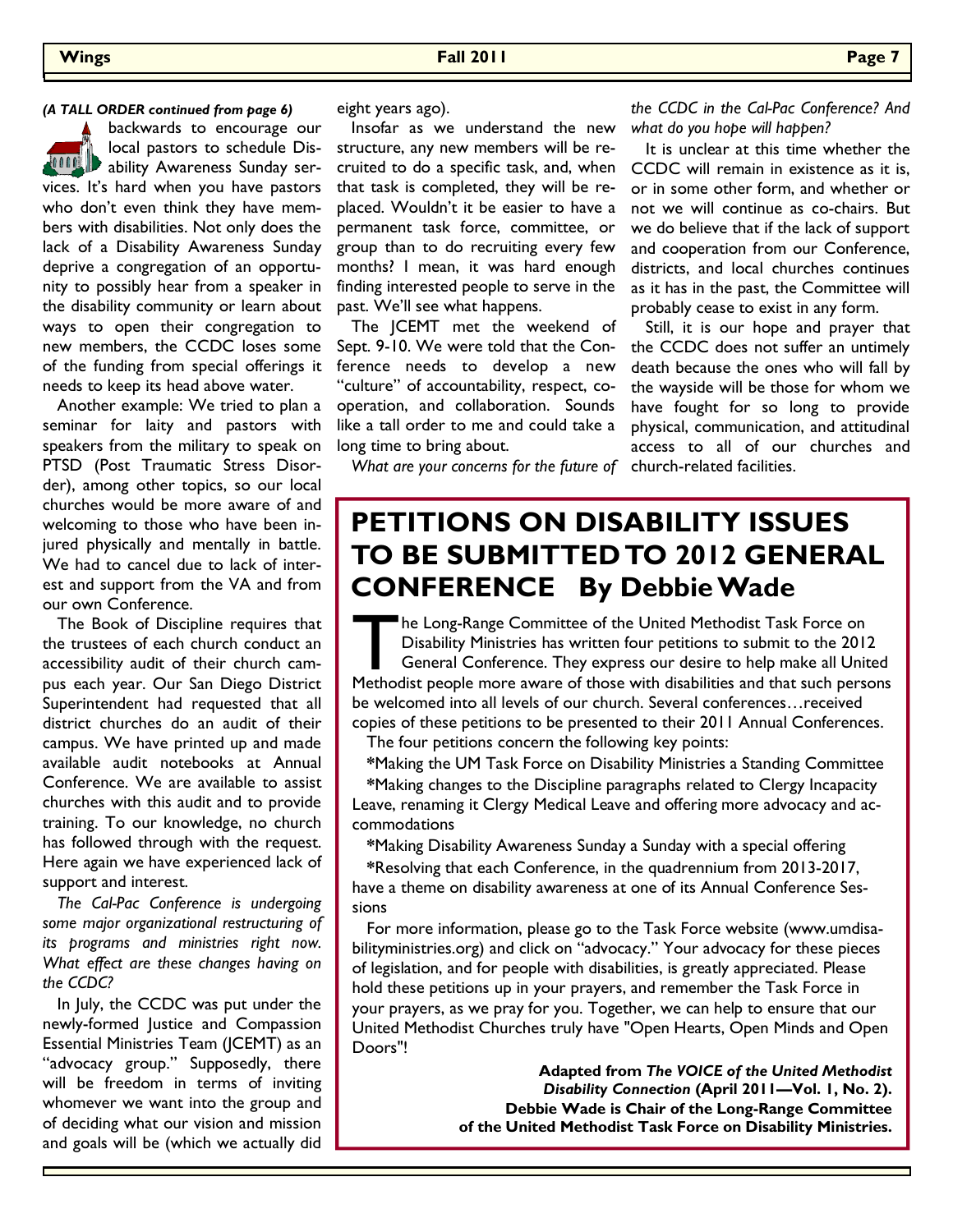*(A TALL ORDER continued from page 6)*

backwards to encourage our local pastors to schedule Disability Awareness Sunday services. It's hard when you have pastors who don't even think they have members with disabilities. Not only does the lack of a Disability Awareness Sunday deprive a congregation of an opportunity to possibly hear from a speaker in the disability community or learn about ways to open their congregation to new members, the CCDC loses some of the funding from special offerings it needs to keep its head above water.

Another example: We tried to plan a seminar for laity and pastors with speakers from the military to speak on PTSD (Post Traumatic Stress Disorder), among other topics, so our local churches would be more aware of and welcoming to those who have been injured physically and mentally in battle. We had to cancel due to lack of interest and support from the VA and from our own Conference.

The Book of Discipline requires that the trustees of each church conduct an accessibility audit of their church campus each year. Our San Diego District Superintendent had requested that all district churches do an audit of their campus. We have printed up and made available audit notebooks at Annual Conference. We are available to assist churches with this audit and to provide training. To our knowledge, no church has followed through with the request. Here again we have experienced lack of support and interest.

*The Cal-Pac Conference is undergoing some major organizational restructuring of its programs and ministries right now. What effect are these changes having on the CCDC?*

In July, the CCDC was put under the newly-formed Justice and Compassion Essential Ministries Team (JCEMT) as an "advocacy group." Supposedly, there will be freedom in terms of inviting whomever we want into the group and of deciding what our vision and mission and goals will be (which we actually did eight years ago).

Insofar as we understand the new structure, any new members will be recruited to do a specific task, and, when that task is completed, they will be replaced. Wouldn't it be easier to have a permanent task force, committee, or group than to do recruiting every few months? I mean, it was hard enough finding interested people to serve in the past. We'll see what happens.

The JCEMT met the weekend of Sept. 9-10. We were told that the Conference needs to develop a new "culture" of accountability, respect, cooperation, and collaboration. Sounds like a tall order to me and could take a long time to bring about.

*What are your concerns for the future of the CCDC in the Cal-Pac Conference? And what do you hope will happen?*

It is unclear at this time whether the CCDC will remain in existence as it is, or in some other form, and whether or not we will continue as co-chairs. But we do believe that if the lack of support and cooperation from our Conference, districts, and local churches continues as it has in the past, the Committee will probably cease to exist in any form.

Still, it is our hope and prayer that the CCDC does not suffer an untimely death because the ones who will fall by the wayside will be those for whom we have fought for so long to provide physical, communication, and attitudinal access to all of our churches and church-related facilities.

# PETITIONS ON DISABILITY ISSUES TO BE SUBMITTED TO 2012 GENERAL CONFERENCE By Debbie Wade

The Long-Range Committee of the United Methodist Task Force on Disability Ministries has written four petitions to submit to the 2012 General Conference. They express our desire to help make all United Methodist people more aware of those with disabilities and that such persons be welcomed into all levels of our church. Several conferences…received copies of these petitions to be presented to their 2011 Annual Conferences.

The four petitions concern the following key points:

*Making the UM Task Force on Disability Ministries a Standing Committee

*Making changes to the Discipline paragraphs related to Clergy Incapacity Leave, renaming it Clergy Medical Leave and offering more advocacy and accommodations

*Making Disability Awareness Sunday a Sunday with a special offering

*Resolving that each Conference, in the quadrennium from 2013-2017, have a theme on disability awareness at one of its Annual Conference Sessions

For more information, please go to the Task Force website (www.umdisabilityministries.org) and click on "advocacy." Your advocacy for these pieces of legislation, and for people with disabilities, is greatly appreciated. Please hold these petitions up in your prayers, and remember the Task Force in your prayers, as we pray for you. Together, we can help to ensure that our United Methodist Churches truly have "Open Hearts, Open Minds and Open Doors"!

**Adapted from *The VOICE of the United Methodist Disability Connection* (April 2011—Vol. 1, No. 2).**
**Debbie Wade is Chair of the Long-Range Committee of the United Methodist Task Force on Disability Ministries.**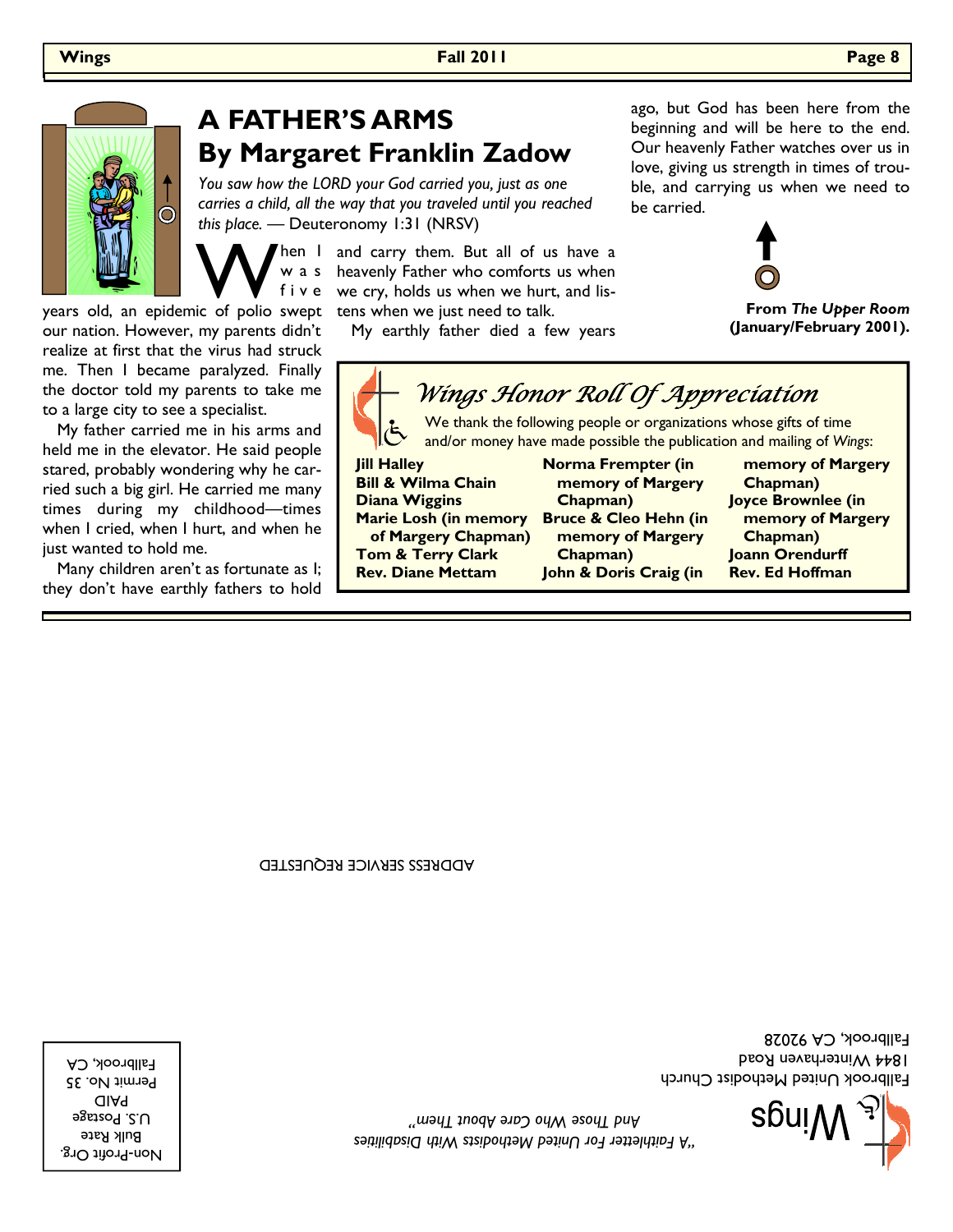# A FATHER'S ARMS

## By Margaret Franklin Zadow

*You saw how the LORD your God carried you, just as one carries a child, all the way that you traveled until you reached this place.* — Deuteronomy 1:31 (NRSV)

When I was five years old, an epidemic of polio swept our nation. However, my parents didn't realize at first that the virus had struck me. Then I became paralyzed. Finally the doctor told my parents to take me to a large city to see a specialist.

My father carried me in his arms and held me in the elevator. He said people stared, probably wondering why he carried such a big girl. He carried me many times during my childhood—times when I cried, when I hurt, and when he just wanted to hold me.

Many children aren't as fortunate as I; they don't have earthly fathers to hold and carry them. But all of us have a heavenly Father who comforts us when we cry, holds us when we hurt, and listens when we just need to talk.

My earthly father died a few years ago, but God has been here from the beginning and will be here to the end. Our heavenly Father watches over us in love, giving us strength in times of trouble, and carrying us when we need to be carried.

**From *The Upper Room* (January/February 2001).**

## *Wings Honor Roll Of Appreciation*

We thank the following people or organizations whose gifts of time and/or money have made possible the publication and mailing of *Wings*:

**Jill Halley**
**Bill & Wilma Chain**
**Diana Wiggins**
**Marie Losh (in memory of Margery Chapman)**
**Tom & Terry Clark**
**Rev. Diane Mettam**
**Norma Frempter (in memory of Margery Chapman)**
**Bruce & Cleo Hehn (in memory of Margery Chapman)**
**John & Doris Craig (in memory of Margery Chapman)**
**Joyce Brownlee (in memory of Margery Chapman)**
**Joann Orendurff**
**Rev. Ed Hoffman**

ADDRESS SERVICE REQUESTED

Wings

*"A Faithletter For United Methodists With Disabilities And Those Who Care About Them"*

Fallbrook United Methodist Church
1844 Winterhaven Road
Fallbrook, CA 92028

Non-Profit Org.
Bulk Rate
U.S. Postage
PAID
Permit No. 35
Fallbrook, CA